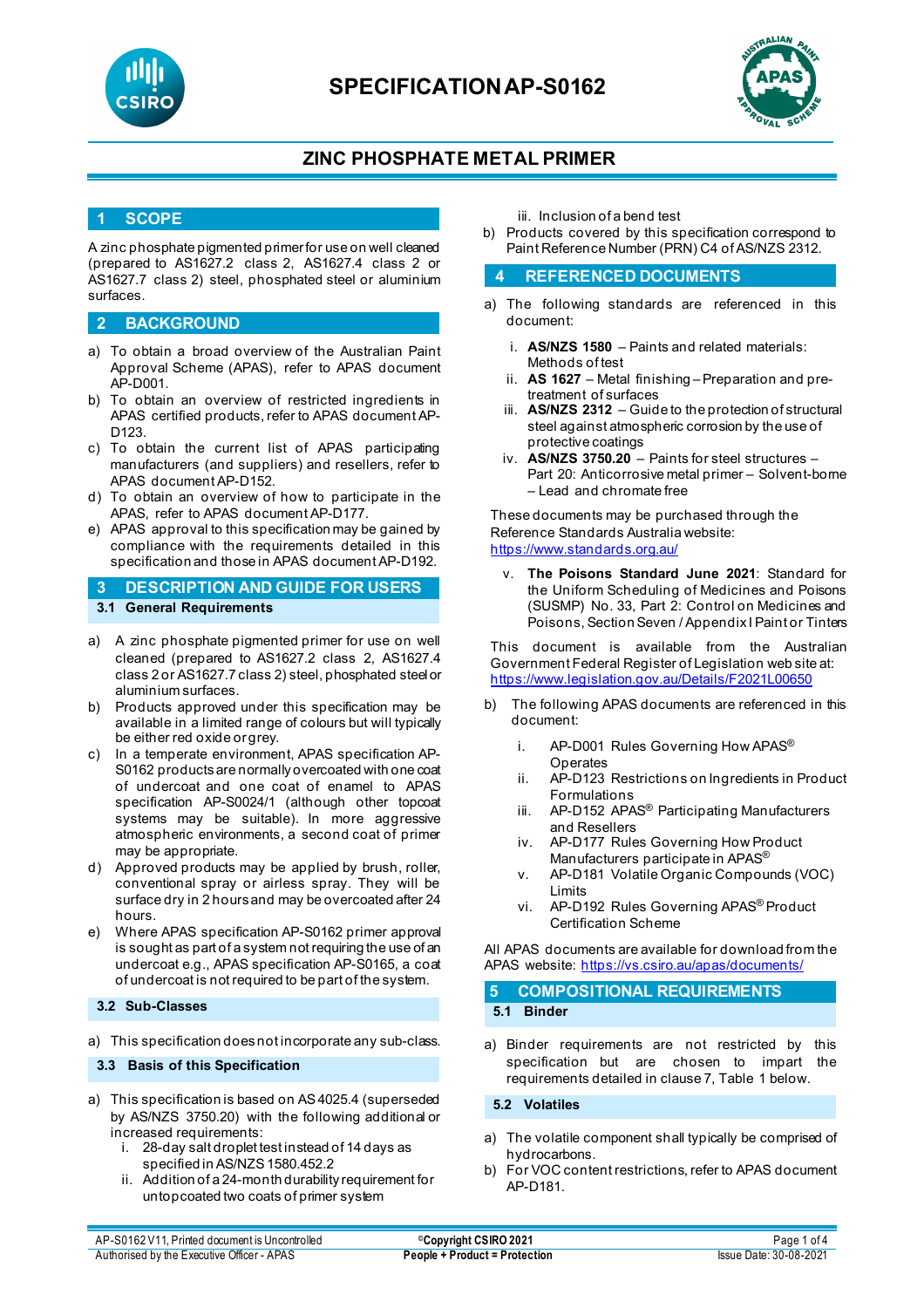# SPECIFICATION AP-S0162

## ZINC PHOSPHATE METAL PRIMER

## 1 SCOPE

A zinc phosphate pigmented primer for use on well cleaned (prepared to AS1627.2 class 2, AS1627.4 class 2 or AS1627.7 class 2) steel, phosphated steel or aluminium surfaces.

## 2 BACKGROUND

a) To obtain a broad overview of the Australian Paint Approval Scheme (APAS), refer to APAS document AP-D001.
b) To obtain an overview of restricted ingredients in APAS certified products, refer to APAS document AP-D123.
c) To obtain the current list of APAS participating manufacturers (and suppliers) and resellers, refer to APAS document AP-D152.
d) To obtain an overview of how to participate in the APAS, refer to APAS document AP-D177.
e) APAS approval to this specification may be gained by compliance with the requirements detailed in this specification and those in APAS document AP-D192.

## 3 DESCRIPTION AND GUIDE FOR USERS

### 3.1 General Requirements

a) A zinc phosphate pigmented primer for use on well cleaned (prepared to AS1627.2 class 2, AS1627.4 class 2 or AS1627.7 class 2) steel, phosphated steel or aluminium surfaces.
b) Products approved under this specification may be available in a limited range of colours but will typically be either red oxide or grey.
c) In a temperate environment, APAS specification AP-S0162 products are normally overcoated with one coat of undercoat and one coat of enamel to APAS specification AP-S0024/1 (although other topcoat systems may be suitable). In more aggressive atmospheric environments, a second coat of primer may be appropriate.
d) Approved products may be applied by brush, roller, conventional spray or airless spray. They will be surface dry in 2 hours and may be overcoated after 24 hours.
e) Where APAS specification AP-S0162 primer approval is sought as part of a system not requiring the use of an undercoat e.g., APAS specification AP-S0165, a coat of undercoat is not required to be part of the system.

### 3.2 Sub-Classes

a) This specification does not incorporate any sub-class.

### 3.3 Basis of this Specification

a) This specification is based on AS 4025.4 (superseded by AS/NZS 3750.20) with the following additional or increased requirements:
   i. 28-day salt droplet test instead of 14 days as specified in AS/NZS 1580.452.2
   ii. Addition of a 24-month durability requirement for untopcoated two coats of primer system
   iii. Inclusion of a bend test
b) Products covered by this specification correspond to Paint Reference Number (PRN) C4 of AS/NZS 2312.

## 4 REFERENCED DOCUMENTS

a) The following standards are referenced in this document:

   i. **AS/NZS 1580** – Paints and related materials: Methods of test
   ii. **AS 1627** – Metal finishing – Preparation and pre-treatment of surfaces
   iii. **AS/NZS 2312** – Guide to the protection of structural steel against atmospheric corrosion by the use of protective coatings
   iv. **AS/NZS 3750.20** – Paints for steel structures – Part 20: Anticorrosive metal primer – Solvent-borne – Lead and chromate free

These documents may be purchased through the Reference Standards Australia website: https://www.standards.org.au/

   v. **The Poisons Standard June 2021**: Standard for the Uniform Scheduling of Medicines and Poisons (SUSMP) No. 33, Part 2: Control on Medicines and Poisons, Section Seven / Appendix I Paint or Tinters

This document is available from the Australian Government Federal Register of Legislation web site at: https://www.legislation.gov.au/Details/F2021L00650

b) The following APAS documents are referenced in this document:

   i. AP-D001 Rules Governing How APAS® Operates
   ii. AP-D123 Restrictions on Ingredients in Product Formulations
   iii. AP-D152 APAS® Participating Manufacturers and Resellers
   iv. AP-D177 Rules Governing How Product Manufacturers participate in APAS®
   v. AP-D181 Volatile Organic Compounds (VOC) Limits
   vi. AP-D192 Rules Governing APAS® Product Certification Scheme

All APAS documents are available for download from the APAS website: https://vs.csiro.au/apas/documents/

## 5 COMPOSITIONAL REQUIREMENTS

### 5.1 Binder

a) Binder requirements are not restricted by this specification but are chosen to impart the requirements detailed in clause 7, Table 1 below.

### 5.2 Volatiles

a) The volatile component shall typically be comprised of hydrocarbons.
b) For VOC content restrictions, refer to APAS document AP-D181.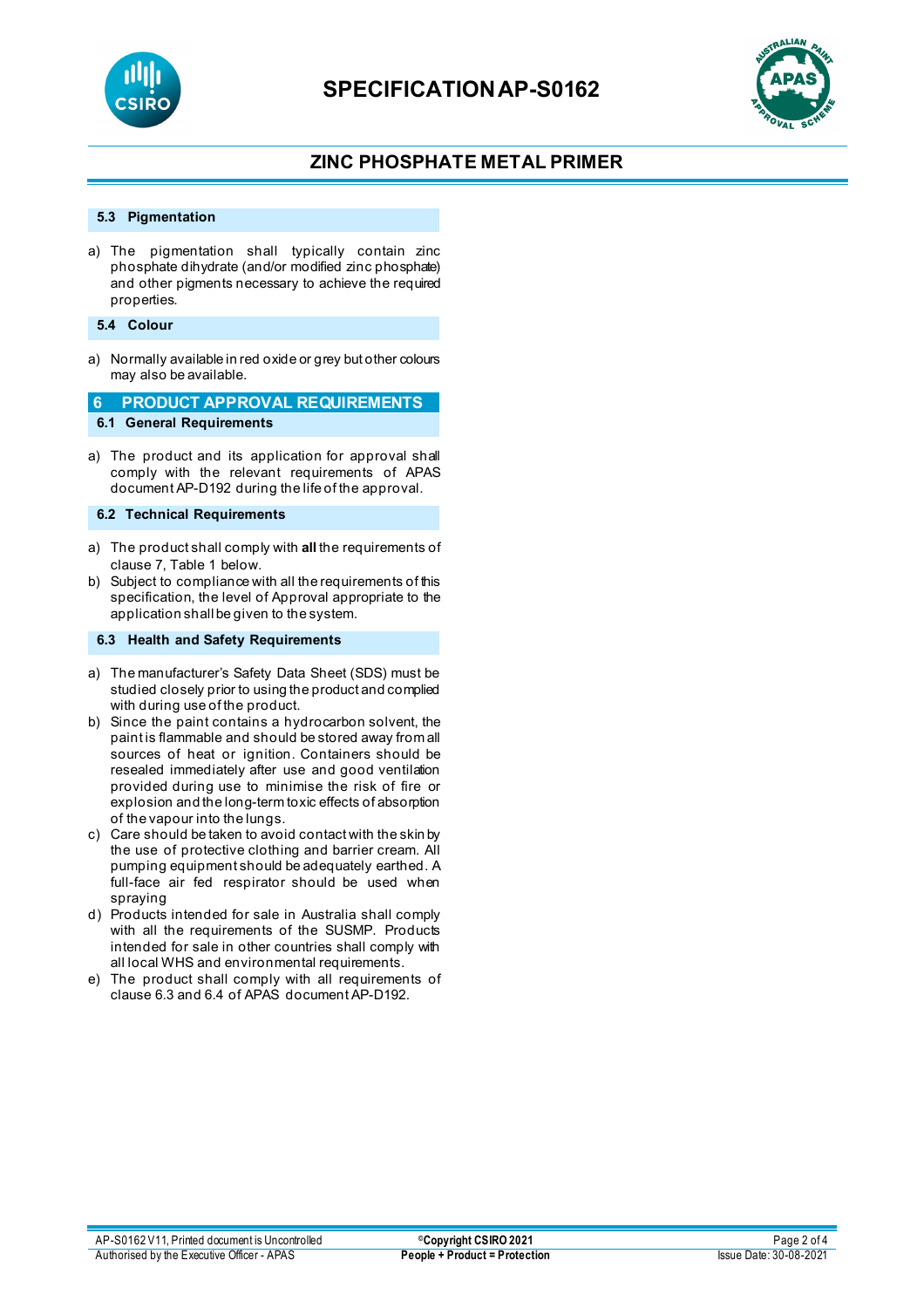### 5.3 Pigmentation

a) The pigmentation shall typically contain zinc phosphate dihydrate (and/or modified zinc phosphate) and other pigments necessary to achieve the required properties.

### 5.4 Colour

a) Normally available in red oxide or grey but other colours may also be available.

## 6 PRODUCT APPROVAL REQUIREMENTS

### 6.1 General Requirements

a) The product and its application for approval shall comply with the relevant requirements of APAS document AP-D192 during the life of the approval.

### 6.2 Technical Requirements

a) The product shall comply with **all** the requirements of clause 7, Table 1 below.
b) Subject to compliance with all the requirements of this specification, the level of Approval appropriate to the application shall be given to the system.

### 6.3 Health and Safety Requirements

a) The manufacturer's Safety Data Sheet (SDS) must be studied closely prior to using the product and complied with during use of the product.
b) Since the paint contains a hydrocarbon solvent, the paint is flammable and should be stored away from all sources of heat or ignition. Containers should be resealed immediately after use and good ventilation provided during use to minimise the risk of fire or explosion and the long-term toxic effects of absorption of the vapour into the lungs.
c) Care should be taken to avoid contact with the skin by the use of protective clothing and barrier cream. All pumping equipment should be adequately earthed. A full-face air fed respirator should be used when spraying
d) Products intended for sale in Australia shall comply with all the requirements of the SUSMP. Products intended for sale in other countries shall comply with all local WHS and environmental requirements.
e) The product shall comply with all requirements of clause 6.3 and 6.4 of APAS document AP-D192.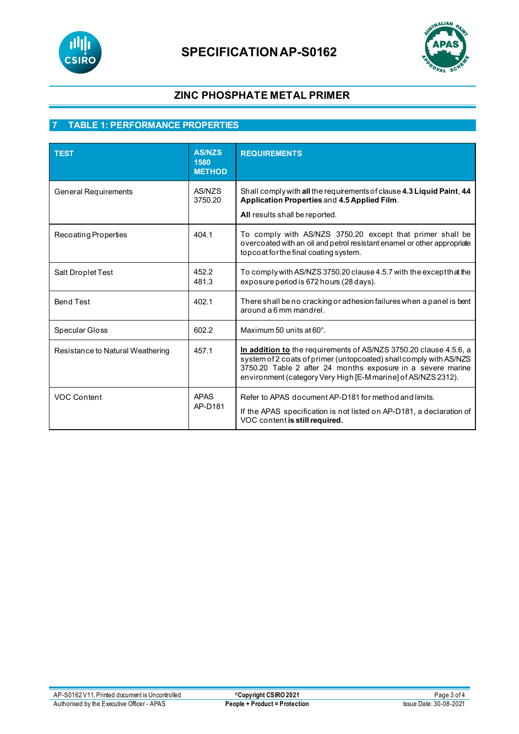## 7 TABLE 1: PERFORMANCE PROPERTIES

| TEST | AS/NZS 1580 METHOD | REQUIREMENTS |
|---|---|---|
| General Requirements | AS/NZS 3750.20 | Shall comply with **all** the requirements of clause **4.3 Liquid Paint**, **4.4 Application Properties** and **4.5 Applied Film**. **All** results shall be reported. |
| Recoating Properties | 404.1 | To comply with AS/NZS 3750.20 except that primer shall be overcoated with an oil and petrol resistant enamel or other appropriate topcoat for the final coating system. |
| Salt Droplet Test | 452.2 481.3 | To comply with AS/NZS 3750.20 clause 4.5.7 with the except that the exposure period is 672 hours (28 days). |
| Bend Test | 402.1 | There shall be no cracking or adhesion failures when a panel is bent around a 6 mm mandrel. |
| Specular Gloss | 602.2 | Maximum 50 units at 60°. |
| Resistance to Natural Weathering | 457.1 | **In addition to** the requirements of AS/NZS 3750.20 clause 4.5.6, a system of 2 coats of primer (untopcoated) shall comply with AS/NZS 3750.20 Table 2 after 24 months exposure in a severe marine environment (category Very High [E-M marine] of AS/NZS 2312). |
| VOC Content | APAS AP-D181 | Refer to APAS document AP-D181 for method and limits. If the APAS specification is not listed on AP-D181, a declaration of VOC content **is still required.** |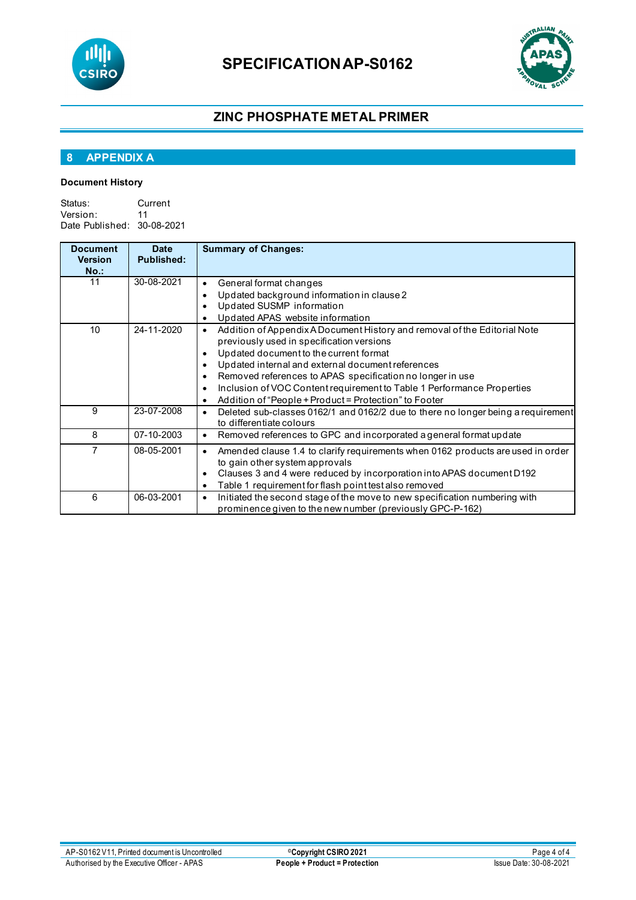## 8 APPENDIX A

**Document History**

Status: Current
Version: 11
Date Published: 30-08-2021

| Document Version No.: | Date Published: | Summary of Changes: |
|---|---|---|
| 11 | 30-08-2021 | • General format changes<br>• Updated background information in clause 2<br>• Updated SUSMP information<br>• Updated APAS website information |
| 10 | 24-11-2020 | • Addition of Appendix A Document History and removal of the Editorial Note previously used in specification versions<br>• Updated document to the current format<br>• Updated internal and external document references<br>• Removed references to APAS specification no longer in use<br>• Inclusion of VOC Content requirement to Table 1 Performance Properties<br>• Addition of "People + Product = Protection" to Footer |
| 9 | 23-07-2008 | • Deleted sub-classes 0162/1 and 0162/2 due to there no longer being a requirement to differentiate colours |
| 8 | 07-10-2003 | • Removed references to GPC and incorporated a general format update |
| 7 | 08-05-2001 | • Amended clause 1.4 to clarify requirements when 0162 products are used in order to gain other system approvals<br>• Clauses 3 and 4 were reduced by incorporation into APAS document D192<br>• Table 1 requirement for flash point test also removed |
| 6 | 06-03-2001 | • Initiated the second stage of the move to new specification numbering with prominence given to the new number (previously GPC-P-162) |